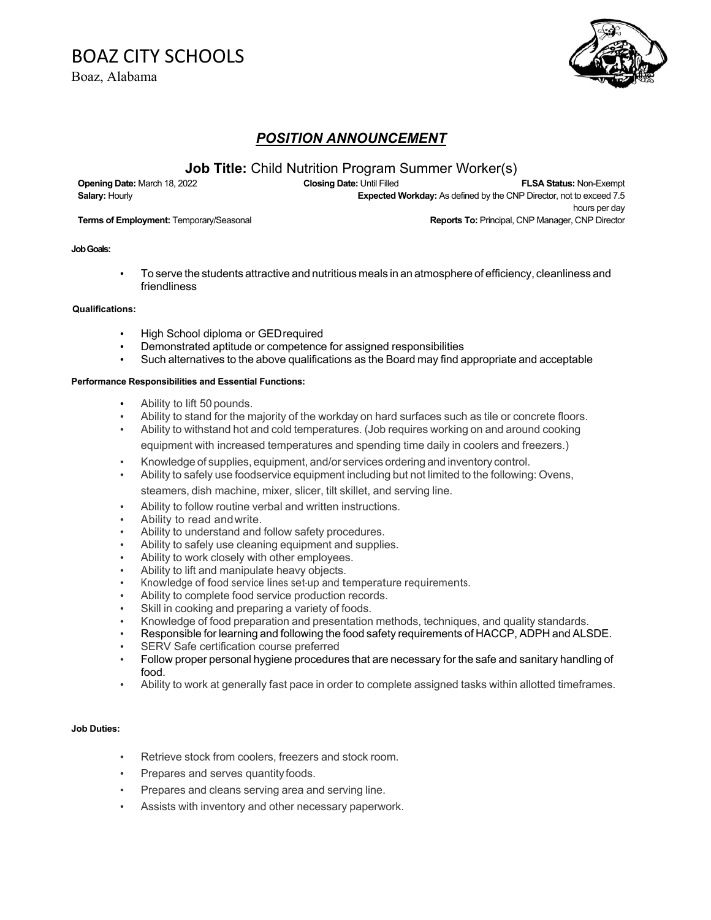# BOAZ CITY SCHOOLS

Boaz, Alabama

## ***POSITION ANNOUNCEMENT***

### **Job Title:** Child Nutrition Program Summer Worker(s)

**Opening Date:** March 18, 2022
**Closing Date:** Until Filled
**FLSA Status:** Non-Exempt
**Salary:** Hourly
**Expected Workday:** As defined by the CNP Director, not to exceed 7.5 hours per day
**Terms of Employment:** Temporary/Seasonal
**Reports To:** Principal, CNP Manager, CNP Director

**Job Goals:**

- To serve the students attractive and nutritious meals in an atmosphere of efficiency, cleanliness and friendliness

**Qualifications:**

- High School diploma or GED required
- Demonstrated aptitude or competence for assigned responsibilities
- Such alternatives to the above qualifications as the Board may find appropriate and acceptable

**Performance Responsibilities and Essential Functions:**

- Ability to lift 50 pounds.
- Ability to stand for the majority of the workday on hard surfaces such as tile or concrete floors.
- Ability to withstand hot and cold temperatures. (Job requires working on and around cooking equipment with increased temperatures and spending time daily in coolers and freezers.)
- Knowledge of supplies, equipment, and/or services ordering and inventory control.
- Ability to safely use foodservice equipment including but not limited to the following: Ovens, steamers, dish machine, mixer, slicer, tilt skillet, and serving line.
- Ability to follow routine verbal and written instructions.
- Ability to read and write.
- Ability to understand and follow safety procedures.
- Ability to safely use cleaning equipment and supplies.
- Ability to work closely with other employees.
- Ability to lift and manipulate heavy objects.
- Knowledge of food service lines set-up and temperature requirements.
- Ability to complete food service production records.
- Skill in cooking and preparing a variety of foods.
- Knowledge of food preparation and presentation methods, techniques, and quality standards.
- Responsible for learning and following the food safety requirements of HACCP, ADPH and ALSDE.
- SERV Safe certification course preferred
- Follow proper personal hygiene procedures that are necessary for the safe and sanitary handling of food.
- Ability to work at generally fast pace in order to complete assigned tasks within allotted timeframes.

**Job Duties:**

- Retrieve stock from coolers, freezers and stock room.
- Prepares and serves quantity foods.
- Prepares and cleans serving area and serving line.
- Assists with inventory and other necessary paperwork.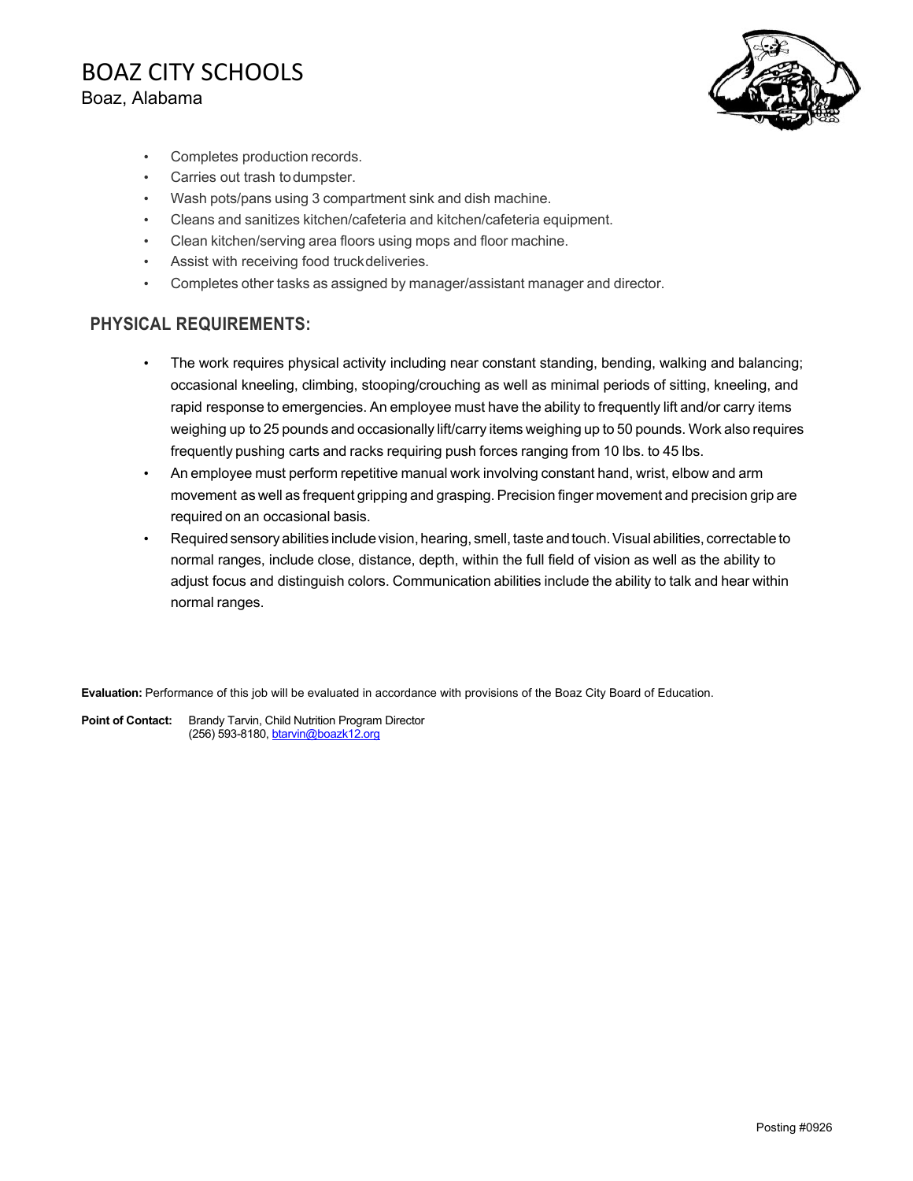# BOAZ CITY SCHOOLS

Boaz, Alabama

- Completes production records.
- Carries out trash to dumpster.
- Wash pots/pans using 3 compartment sink and dish machine.
- Cleans and sanitizes kitchen/cafeteria and kitchen/cafeteria equipment.
- Clean kitchen/serving area floors using mops and floor machine.
- Assist with receiving food truck deliveries.
- Completes other tasks as assigned by manager/assistant manager and director.

## PHYSICAL REQUIREMENTS:

- The work requires physical activity including near constant standing, bending, walking and balancing; occasional kneeling, climbing, stooping/crouching as well as minimal periods of sitting, kneeling, and rapid response to emergencies. An employee must have the ability to frequently lift and/or carry items weighing up to 25 pounds and occasionally lift/carry items weighing up to 50 pounds. Work also requires frequently pushing carts and racks requiring push forces ranging from 10 lbs. to 45 lbs.
- An employee must perform repetitive manual work involving constant hand, wrist, elbow and arm movement as well as frequent gripping and grasping. Precision finger movement and precision grip are required on an occasional basis.
- Required sensory abilities include vision, hearing, smell, taste and touch. Visual abilities, correctable to normal ranges, include close, distance, depth, within the full field of vision as well as the ability to adjust focus and distinguish colors. Communication abilities include the ability to talk and hear within normal ranges.

**Evaluation:** Performance of this job will be evaluated in accordance with provisions of the Boaz City Board of Education.

**Point of Contact:** Brandy Tarvin, Child Nutrition Program Director
(256) 593-8180, btarvin@boazk12.org

Posting #0926